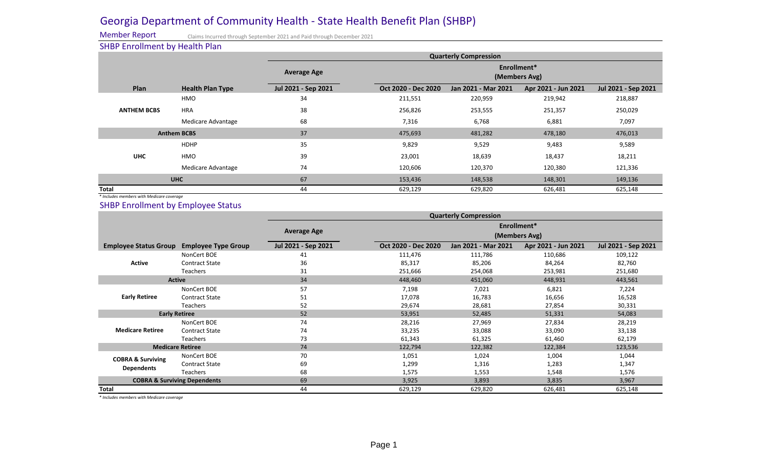# Georgia Department of Community Health - State Health Benefit Plan (SHBP)

**Member Report** Claims Incurred through September 2021 and Paid through December 2021

## SHBP Enrollment by Health Plan

| | | Quarterly Compression | | | | |
|---|---|---|---|---|---|---|
| | | Average Age | Enrollment* (Members Avg) | | | |
| Plan | Health Plan Type | Jul 2021 - Sep 2021 | Oct 2020 - Dec 2020 | Jan 2021 - Mar 2021 | Apr 2021 - Jun 2021 | Jul 2021 - Sep 2021 |
| ANTHEM BCBS | HMO | 34 | 211,551 | 220,959 | 219,942 | 218,887 |
| | HRA | 38 | 256,826 | 253,555 | 251,357 | 250,029 |
| | Medicare Advantage | 68 | 7,316 | 6,768 | 6,881 | 7,097 |
| **Anthem BCBS** | | 37 | 475,693 | 481,282 | 478,180 | 476,013 |
| UHC | HDHP | 35 | 9,829 | 9,529 | 9,483 | 9,589 |
| | HMO | 39 | 23,001 | 18,639 | 18,437 | 18,211 |
| | Medicare Advantage | 74 | 120,606 | 120,370 | 120,380 | 121,336 |
| **UHC** | | 67 | 153,436 | 148,538 | 148,301 | 149,136 |
| **Total** | | 44 | 629,129 | 629,820 | 626,481 | 625,148 |

*\* Includes members with Medicare coverage*

## SHBP Enrollment by Employee Status

| | | Quarterly Compression | | | | |
|---|---|---|---|---|---|---|
| | | Average Age | Enrollment* (Members Avg) | | | |
| Employee Status Group | Employee Type Group | Jul 2021 - Sep 2021 | Oct 2020 - Dec 2020 | Jan 2021 - Mar 2021 | Apr 2021 - Jun 2021 | Jul 2021 - Sep 2021 |
| Active | NonCert BOE | 41 | 111,476 | 111,786 | 110,686 | 109,122 |
| | Contract State | 36 | 85,317 | 85,206 | 84,264 | 82,760 |
| | Teachers | 31 | 251,666 | 254,068 | 253,981 | 251,680 |
| **Active** | | 34 | 448,460 | 451,060 | 448,931 | 443,561 |
| Early Retiree | NonCert BOE | 57 | 7,198 | 7,021 | 6,821 | 7,224 |
| | Contract State | 51 | 17,078 | 16,783 | 16,656 | 16,528 |
| | Teachers | 52 | 29,674 | 28,681 | 27,854 | 30,331 |
| **Early Retiree** | | 52 | 53,951 | 52,485 | 51,331 | 54,083 |
| Medicare Retiree | NonCert BOE | 74 | 28,216 | 27,969 | 27,834 | 28,219 |
| | Contract State | 74 | 33,235 | 33,088 | 33,090 | 33,138 |
| | Teachers | 73 | 61,343 | 61,325 | 61,460 | 62,179 |
| **Medicare Retiree** | | 74 | 122,794 | 122,382 | 122,384 | 123,536 |
| COBRA & Surviving Dependents | NonCert BOE | 70 | 1,051 | 1,024 | 1,004 | 1,044 |
| | Contract State | 69 | 1,299 | 1,316 | 1,283 | 1,347 |
| | Teachers | 68 | 1,575 | 1,553 | 1,548 | 1,576 |
| **COBRA & Surviving Dependents** | | 69 | 3,925 | 3,893 | 3,835 | 3,967 |
| **Total** | | 44 | 629,129 | 629,820 | 626,481 | 625,148 |

*\* Includes members with Medicare coverage*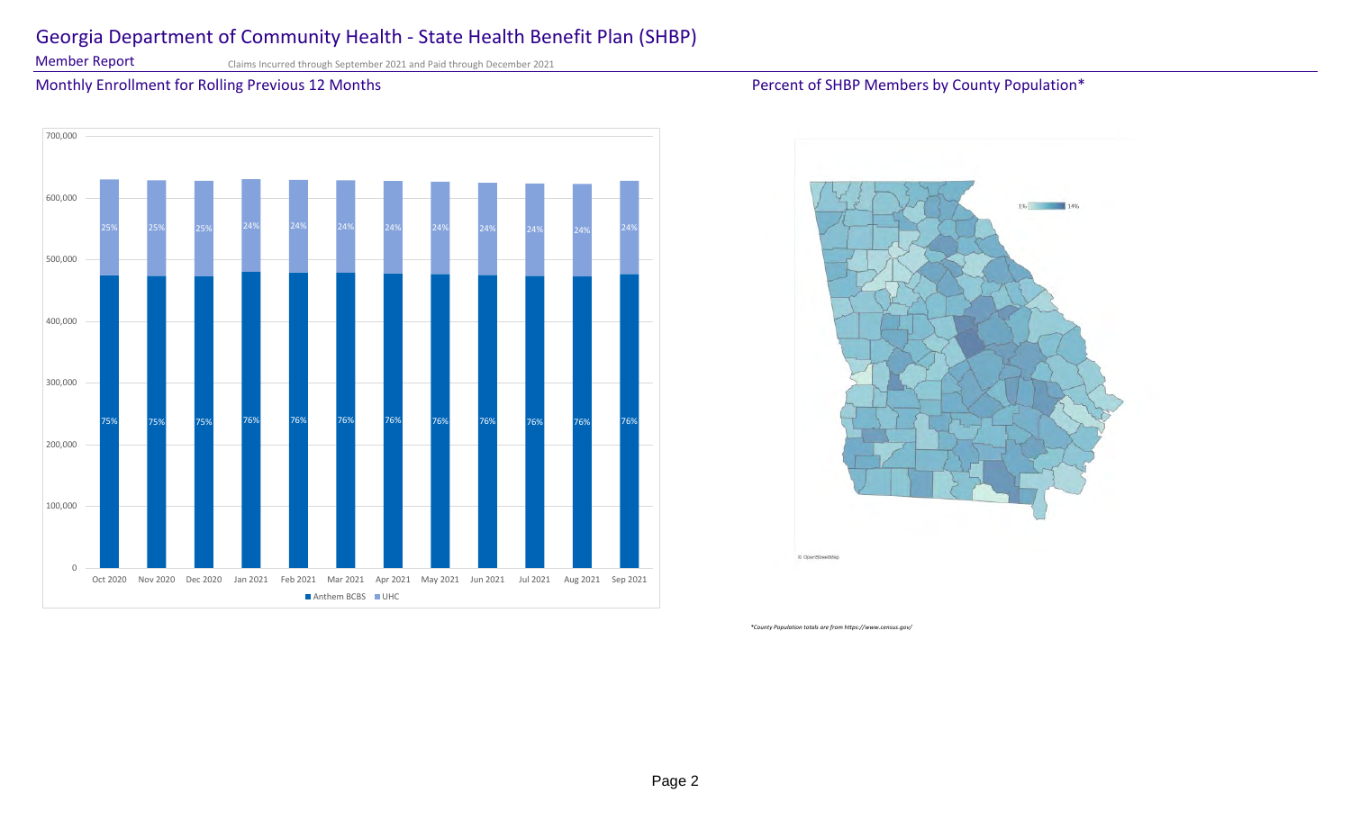# Georgia Department of Community Health - State Health Benefit Plan (SHBP)

## Member Report

Claims Incurred through September 2021 and Paid through December 2021

### Monthly Enrollment for Rolling Previous 12 Months

700,000
600,000
500,000
400,000
300,000
200,000
100,000
0

Oct 2020: 75% / 25%
Nov 2020: 75% / 25%
Dec 2020: 75% / 25%
Jan 2021: 76% / 24%
Feb 2021: 76% / 24%
Mar 2021: 76% / 24%
Apr 2021: 76% / 24%
May 2021: 76% / 24%
Jun 2021: 76% / 24%
Jul 2021: 76% / 24%
Aug 2021: 76% / 24%
Sep 2021: 76% / 24%

Anthem BCBS   UHC

### Percent of SHBP Members by County Population*

1% 14%

© OpenStreetMap

*County Population totals are from https://www.census.gov/*